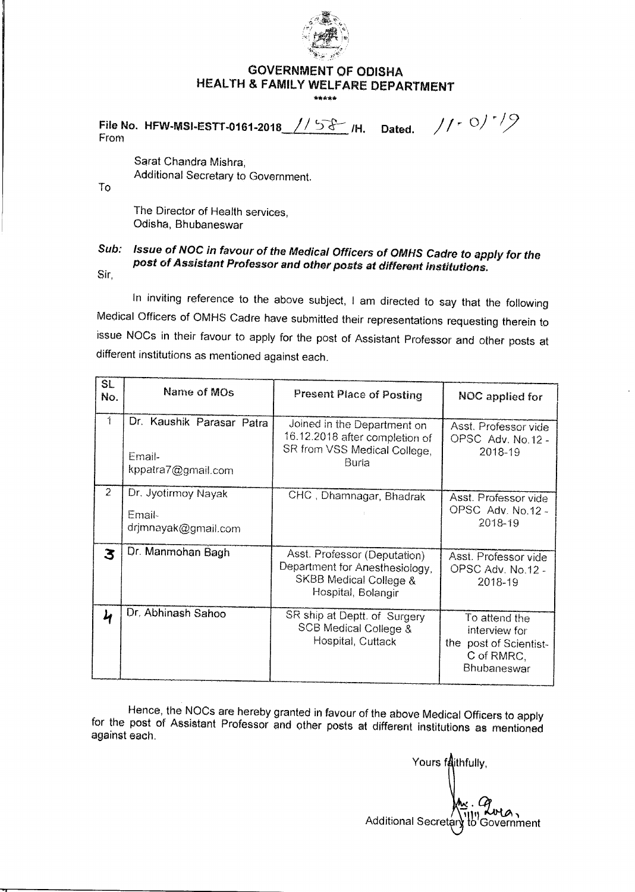# GOVERNMENT OF ODISHA
## HEALTH & FAMILY WELFARE DEPARTMENT

\*\*\*\*\*

File No. HFW-MSI-ESTT-0161-2018 1158 /H. Dated. 11-01-19

From

Sarat Chandra Mishra,
Additional Secretary to Government.

To

The Director of Health services,
Odisha, Bhubaneswar

***Sub: Issue of NOC in favour of the Medical Officers of OMHS Cadre to apply for the post of Assistant Professor and other posts at different institutions.***

Sir,

In inviting reference to the above subject, I am directed to say that the following Medical Officers of OMHS Cadre have submitted their representations requesting therein to issue NOCs in their favour to apply for the post of Assistant Professor and other posts at different institutions as mentioned against each.

| SL No. | Name of MOs | Present Place of Posting | NOC applied for |
|---|---|---|---|
| 1 | Dr. Kaushik Parasar Patra<br>Email- kppatra7@gmail.com | Joined in the Department on 16.12.2018 after completion of SR from VSS Medical College, Burla | Asst. Professor vide OPSC Adv. No.12 - 2018-19 |
| 2 | Dr. Jyotirmoy Nayak<br>Email- drjmnayak@gmail.com | CHC , Dhamnagar, Bhadrak | Asst. Professor vide OPSC Adv. No.12 - 2018-19 |
| 3 | Dr. Manmohan Bagh | Asst. Professor (Deputation) Department for Anesthesiology, SKBB Medical College & Hospital, Bolangir | Asst. Professor vide OPSC Adv. No.12 - 2018-19 |
| 4 | Dr. Abhinash Sahoo | SR ship at Deptt. of Surgery SCB Medical College & Hospital, Cuttack | To attend the interview for the post of Scientist-C of RMRC, Bhubaneswar |

Hence, the NOCs are hereby granted in favour of the above Medical Officers to apply for the post of Assistant Professor and other posts at different institutions as mentioned against each.

Yours faithfully,

Additional Secretary to Government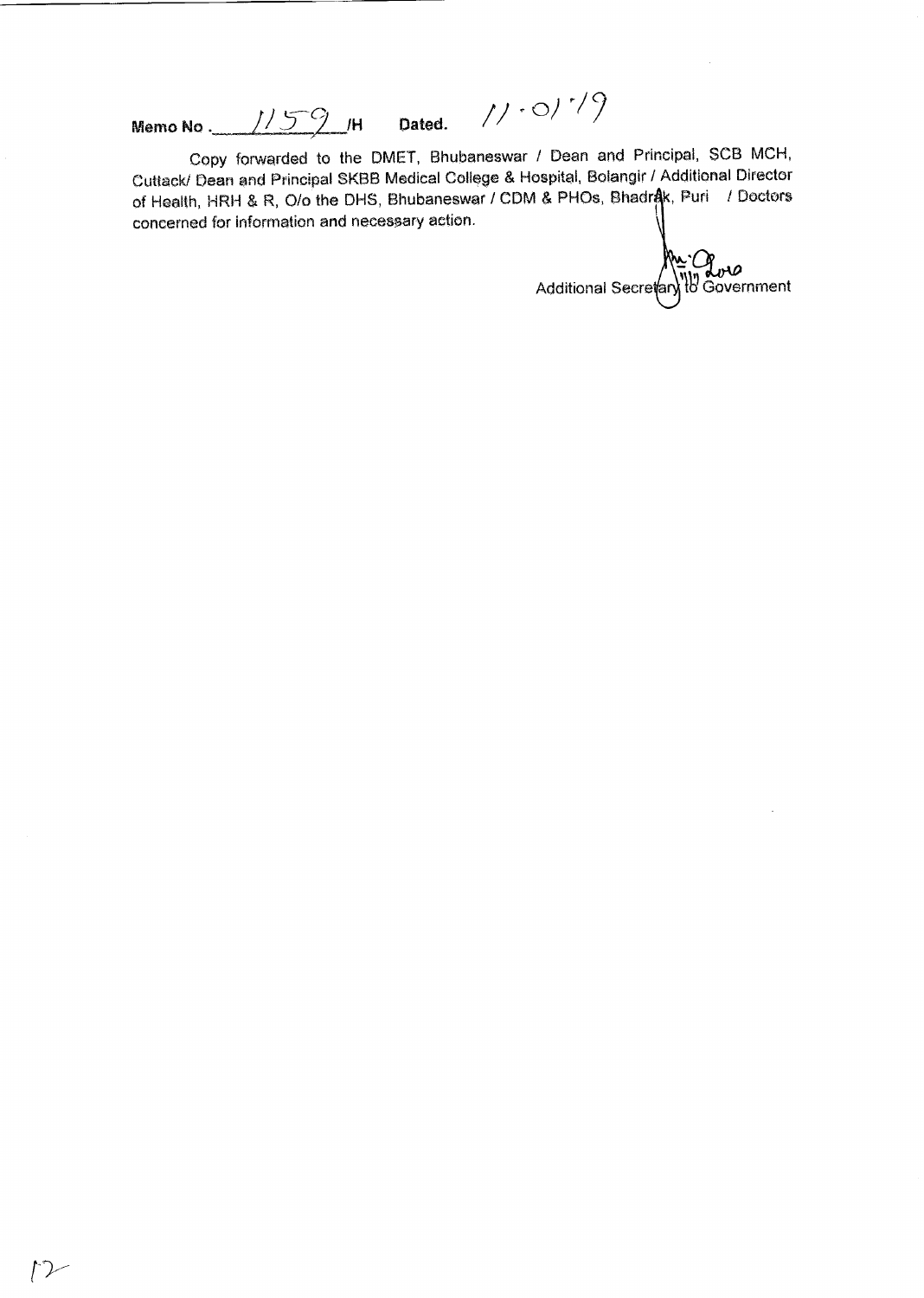**Memo No.** 1159 /H **Dated.** 11.01.19

Copy forwarded to the DMET, Bhubaneswar / Dean and Principal, SCB MCH, Cuttack/ Dean and Principal SKBB Medical College & Hospital, Bolangir / Additional Director of Health, HRH & R, O/o the DHS, Bhubaneswar / CDM & PHOs, Bhadrak, Puri / Doctors concerned for information and necessary action.

Additional Secretary to Government